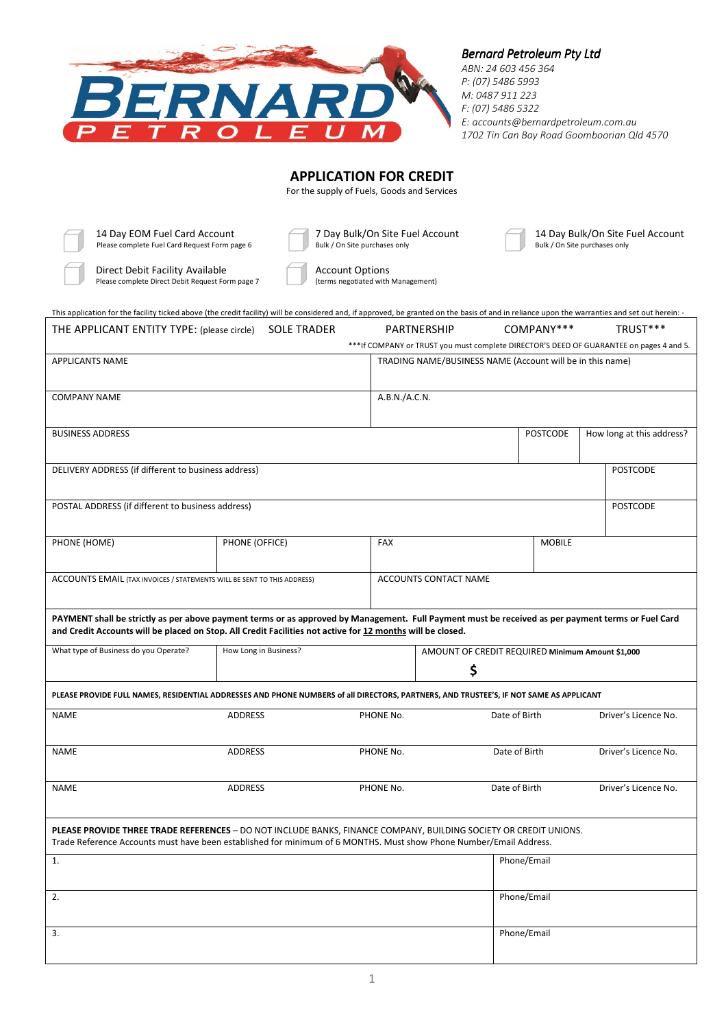**Bernard Petroleum Pty Ltd**
*ABN: 24 603 456 364*
*P: (07) 5486 5993*
*M: 0487 911 223*
*F: (07) 5486 5322*
*E: accounts@bernardpetroleum.com.au*
*1702 Tin Can Bay Road Goomboorian Qld 4570*

# APPLICATION FOR CREDIT

For the supply of Fuels, Goods and Services

- ☐ 14 Day EOM Fuel Card Account – Please complete Fuel Card Request Form page 6
- ☐ 7 Day Bulk/On Site Fuel Account – Bulk / On Site purchases only
- ☐ 14 Day Bulk/On Site Fuel Account – Bulk / On Site purchases only
- ☐ Direct Debit Facility Available – Please complete Direct Debit Request Form page 7
- ☐ Account Options – (terms negotiated with Management)

This application for the facility ticked above (the credit facility) will be considered and, if approved, be granted on the basis of and in reliance upon the warranties and set out herein: -

| THE APPLICANT ENTITY TYPE: (please circle) | SOLE TRADER | PARTNERSHIP | COMPANY*** | TRUST*** |
|---|---|---|---|---|
| ***If COMPANY or TRUST you must complete DIRECTOR'S DEED OF GUARANTEE on pages 4 and 5. | | | | |

| APPLICANTS NAME | TRADING NAME/BUSINESS NAME (Account will be in this name) | |
|---|---|---|
| COMPANY NAME | A.B.N./A.C.N. | |
| BUSINESS ADDRESS | POSTCODE | How long at this address? |
| DELIVERY ADDRESS (if different to business address) | | POSTCODE |
| POSTAL ADDRESS (if different to business address) | | POSTCODE |

| PHONE (HOME) | PHONE (OFFICE) | FAX | MOBILE |
|---|---|---|---|
| ACCOUNTS EMAIL (TAX INVOICES / STATEMENTS WILL BE SENT TO THIS ADDRESS) | | ACCOUNTS CONTACT NAME | |

**PAYMENT shall be strictly as per above payment terms or as approved by Management. Full Payment must be received as per payment terms or Fuel Card and Credit Accounts will be placed on Stop. All Credit Facilities not active for 12 months will be closed.**

| What type of Business do you Operate? | How Long in Business? | AMOUNT OF CREDIT REQUIRED **Minimum Amount $1,000** $ |
|---|---|---|

**PLEASE PROVIDE FULL NAMES, RESIDENTIAL ADDRESSES AND PHONE NUMBERS of all DIRECTORS, PARTNERS, AND TRUSTEE'S, IF NOT SAME AS APPLICANT**

| NAME | ADDRESS | PHONE No. | Date of Birth | Driver's Licence No. |
|---|---|---|---|---|
| NAME | ADDRESS | PHONE No. | Date of Birth | Driver's Licence No. |
| NAME | ADDRESS | PHONE No. | Date of Birth | Driver's Licence No. |

**PLEASE PROVIDE THREE TRADE REFERENCES** – DO NOT INCLUDE BANKS, FINANCE COMPANY, BUILDING SOCIETY OR CREDIT UNIONS.
Trade Reference Accounts must have been established for minimum of 6 MONTHS. Must show Phone Number/Email Address.

| | |
|---|---|
| 1. | Phone/Email |
| 2. | Phone/Email |
| 3. | Phone/Email |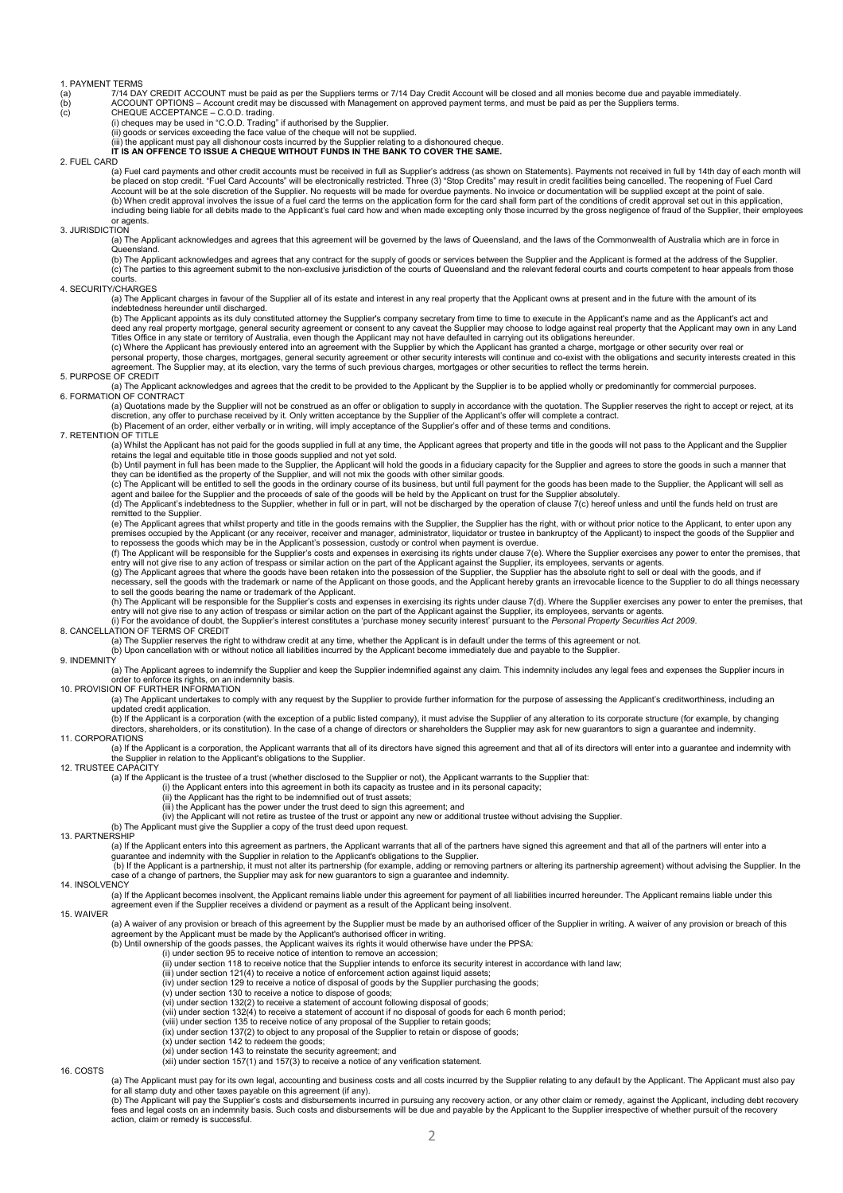## 1. PAYMENT TERMS

(a) 7/14 DAY CREDIT ACCOUNT must be paid as per the Suppliers terms or 7/14 Day Credit Account will be closed and all monies become due and payable immediately.

(b) ACCOUNT OPTIONS – Account credit may be discussed with Management on approved payment terms, and must be paid as per the Suppliers terms.

(c) CHEQUE ACCEPTANCE – C.O.D. trading.

(i) cheques may be used in "C.O.D. Trading" if authorised by the Supplier.

(ii) goods or services exceeding the face value of the cheque will not be supplied.

(iii) the applicant must pay all dishonour costs incurred by the Supplier relating to a dishonoured cheque.

**IT IS AN OFFENCE TO ISSUE A CHEQUE WITHOUT FUNDS IN THE BANK TO COVER THE SAME.**

## 2. FUEL CARD

(a) Fuel card payments and other credit accounts must be received in full as Supplier's address (as shown on Statements). Payments not received in full by 14th day of each month will be placed on stop credit. "Fuel Card Accounts" will be electronically restricted. Three (3) "Stop Credits" may result in credit facilities being cancelled. The reopening of Fuel Card Account will be at the sole discretion of the Supplier. No requests will be made for overdue payments. No invoice or documentation will be supplied except at the point of sale.

(b) When credit approval involves the issue of a fuel card the terms on the application form for the card shall form part of the conditions of credit approval set out in this application, including being liable for all debits made to the Applicant's fuel card how and when made excepting only those incurred by the gross negligence of fraud of the Supplier, their employees or agents.

## 3. JURISDICTION

(a) The Applicant acknowledges and agrees that this agreement will be governed by the laws of Queensland, and the laws of the Commonwealth of Australia which are in force in Queensland.

(b) The Applicant acknowledges and agrees that any contract for the supply of goods or services between the Supplier and the Applicant is formed at the address of the Supplier.

(c) The parties to this agreement submit to the non-exclusive jurisdiction of the courts of Queensland and the relevant federal courts and courts competent to hear appeals from those courts.

## 4. SECURITY/CHARGES

(a) The Applicant charges in favour of the Supplier all of its estate and interest in any real property that the Applicant owns at present and in the future with the amount of its indebtedness hereunder until discharged.

(b) The Applicant appoints as its duly constituted attorney the Supplier's company secretary from time to time to execute in the Applicant's name and as the Applicant's act and deed any real property mortgage, general security agreement or consent to any caveat the Supplier may choose to lodge against real property that the Applicant may own in any Land Titles Office in any state or territory of Australia, even though the Applicant may not have defaulted in carrying out its obligations hereunder.

(c) Where the Applicant has previously entered into an agreement with the Supplier by which the Applicant has granted a charge, mortgage or other security over real or personal property, those charges, mortgages, general security agreement or other security interests will continue and co-exist with the obligations and security interests created in this agreement. The Supplier may, at its election, vary the terms of such previous charges, mortgages or other securities to reflect the terms herein.

## 5. PURPOSE OF CREDIT

(a) The Applicant acknowledges and agrees that the credit to be provided to the Applicant by the Supplier is to be applied wholly or predominantly for commercial purposes.

## 6. FORMATION OF CONTRACT

(a) Quotations made by the Supplier will not be construed as an offer or obligation to supply in accordance with the quotation. The Supplier reserves the right to accept or reject, at its discretion, any offer to purchase received by it. Only written acceptance by the Supplier of the Applicant's offer will complete a contract.

(b) Placement of an order, either verbally or in writing, will imply acceptance of the Supplier's offer and of these terms and conditions.

## 7. RETENTION OF TITLE

(a) Whilst the Applicant has not paid for the goods supplied in full at any time, the Applicant agrees that property and title in the goods will not pass to the Applicant and the Supplier retains the legal and equitable title in those goods supplied and not yet sold.

(b) Until payment in full has been made to the Supplier, the Applicant will hold the goods in a fiduciary capacity for the Supplier and agrees to store the goods in such a manner that they can be identified as the property of the Supplier, and will not mix the goods with other similar goods.

(c) The Applicant will be entitled to sell the goods in the ordinary course of its business, but until full payment for the goods has been made to the Supplier, the Applicant will sell as agent and bailee for the Supplier and the proceeds of sale of the goods will be held by the Applicant on trust for the Supplier absolutely.

(d) The Applicant's indebtedness to the Supplier, whether in full or in part, will not be discharged by the operation of clause 7(c) hereof unless and until the funds held on trust are remitted to the Supplier.

(e) The Applicant agrees that whilst property and title in the goods remains with the Supplier, the Supplier has the right, with or without prior notice to the Applicant, to enter upon any premises occupied by the Applicant (or any receiver, receiver and manager, administrator, liquidator or trustee in bankruptcy of the Applicant) to inspect the goods of the Supplier and to repossess the goods which may be in the Applicant's possession, custody or control when payment is overdue.

(f) The Applicant will be responsible for the Supplier's costs and expenses in exercising its rights under clause 7(e). Where the Supplier exercises any power to enter the premises, that entry will not give rise to any action of trespass or similar action on the part of the Applicant against the Supplier, its employees, servants or agents.

(g) The Applicant agrees that where the goods have been retaken into the possession of the Supplier, the Supplier has the absolute right to sell or deal with the goods, and if necessary, sell the goods with the trademark or name of the Applicant on those goods, and the Applicant hereby grants an irrevocable licence to the Supplier to do all things necessary to sell the goods bearing the name or trademark of the Applicant.

(h) The Applicant will be responsible for the Supplier's costs and expenses in exercising its rights under clause 7(d). Where the Supplier exercises any power to enter the premises, that entry will not give rise to any action of trespass or similar action on the part of the Applicant against the Supplier, its employees, servants or agents.

(i) For the avoidance of doubt, the Supplier's interest constitutes a 'purchase money security interest' pursuant to the *Personal Property Securities Act 2009*.

## 8. CANCELLATION OF TERMS OF CREDIT

(a) The Supplier reserves the right to withdraw credit at any time, whether the Applicant is in default under the terms of this agreement or not.

(b) Upon cancellation with or without notice all liabilities incurred by the Applicant become immediately due and payable to the Supplier.

## 9. INDEMNITY

(a) The Applicant agrees to indemnify the Supplier and keep the Supplier indemnified against any claim. This indemnity includes any legal fees and expenses the Supplier incurs in order to enforce its rights, on an indemnity basis.

## 10. PROVISION OF FURTHER INFORMATION

(a) The Applicant undertakes to comply with any request by the Supplier to provide further information for the purpose of assessing the Applicant's creditworthiness, including an updated credit application.

(b) If the Applicant is a corporation (with the exception of a public listed company), it must advise the Supplier of any alteration to its corporate structure (for example, by changing directors, shareholders, or its constitution). In the case of a change of directors or shareholders the Supplier may ask for new guarantors to sign a guarantee and indemnity.

## 11. CORPORATIONS

(a) If the Applicant is a corporation, the Applicant warrants that all of its directors have signed this agreement and that all of its directors will enter into a guarantee and indemnity with the Supplier in relation to the Applicant's obligations to the Supplier.

## 12. TRUSTEE CAPACITY

(a) If the Applicant is the trustee of a trust (whether disclosed to the Supplier or not), the Applicant warrants to the Supplier that:

(i) the Applicant enters into this agreement in both its capacity as trustee and in its personal capacity;

(ii) the Applicant has the right to be indemnified out of trust assets;

(iii) the Applicant has the power under the trust deed to sign this agreement; and

(iv) the Applicant will not retire as trustee of the trust or appoint any new or additional trustee without advising the Supplier.

(b) The Applicant must give the Supplier a copy of the trust deed upon request.

## 13. PARTNERSHIP

(a) If the Applicant enters into this agreement as partners, the Applicant warrants that all of the partners have signed this agreement and that all of the partners will enter into a guarantee and indemnity with the Supplier in relation to the Applicant's obligations to the Supplier.

(b) If the Applicant is a partnership, it must not alter its partnership (for example, adding or removing partners or altering its partnership agreement) without advising the Supplier. In the case of a change of partners, the Supplier may ask for new guarantors to sign a guarantee and indemnity.

## 14. INSOLVENCY

(a) If the Applicant becomes insolvent, the Applicant remains liable under this agreement for payment of all liabilities incurred hereunder. The Applicant remains liable under this agreement even if the Supplier receives a dividend or payment as a result of the Applicant being insolvent.

## 15. WAIVER

(a) A waiver of any provision or breach of this agreement by the Supplier must be made by an authorised officer of the Supplier in writing. A waiver of any provision or breach of this agreement by the Applicant must be made by the Applicant's authorised officer in writing.

(b) Until ownership of the goods passes, the Applicant waives its rights it would otherwise have under the PPSA:

(i) under section 95 to receive notice of intention to remove an accession;

(ii) under section 118 to receive notice that the Supplier intends to enforce its security interest in accordance with land law;

(iii) under section 121(4) to receive a notice of enforcement action against liquid assets;

(iv) under section 129 to receive a notice of disposal of goods by the Supplier purchasing the goods;

(v) under section 130 to receive a notice to dispose of goods;

(vi) under section 132(2) to receive a statement of account following disposal of goods;

(vii) under section 132(4) to receive a statement of account if no disposal of goods for each 6 month period;

(viii) under section 135 to receive notice of any proposal of the Supplier to retain goods;

(ix) under section 137(2) to object to any proposal of the Supplier to retain or dispose of goods;

(x) under section 142 to redeem the goods;

(xi) under section 143 to reinstate the security agreement; and

(xii) under section 157(1) and 157(3) to receive a notice of any verification statement.

## 16. COSTS

(a) The Applicant must pay for its own legal, accounting and business costs and all costs incurred by the Supplier relating to any default by the Applicant. The Applicant must also pay for all stamp duty and other taxes payable on this agreement (if any).

(b) The Applicant will pay the Supplier's costs and disbursements incurred in pursuing any recovery action, or any other claim or remedy, against the Applicant, including debt recovery fees and legal costs on an indemnity basis. Such costs and disbursements will be due and payable by the Applicant to the Supplier irrespective of whether pursuit of the recovery action, claim or remedy is successful.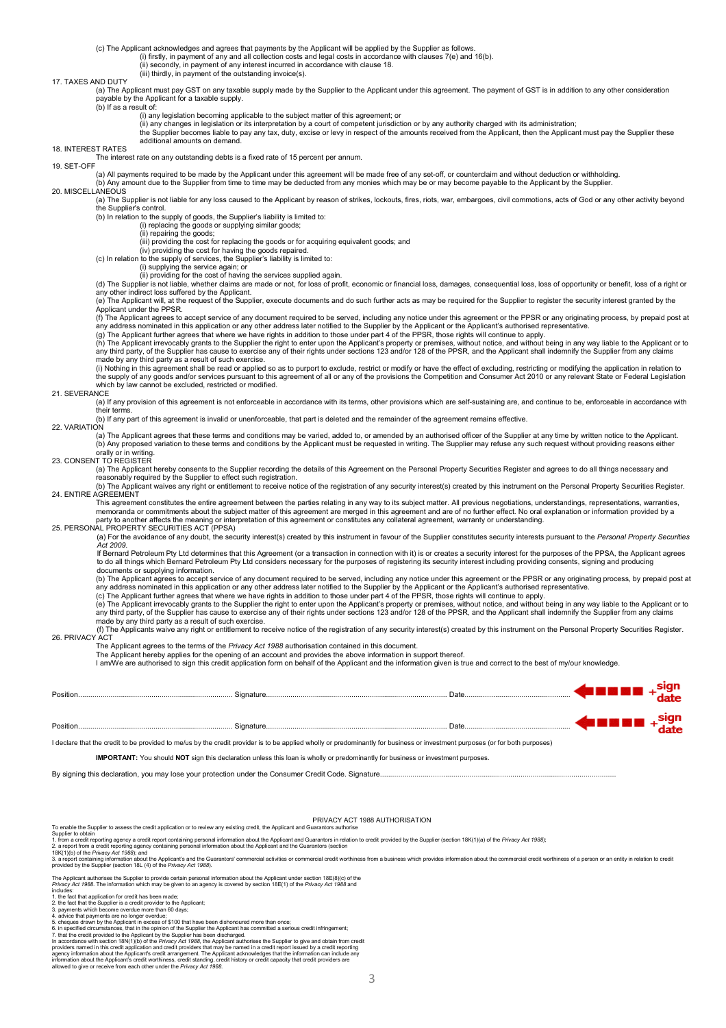(c) The Applicant acknowledges and agrees that payments by the Applicant will be applied by the Supplier as follows.

(i) firstly, in payment of any and all collection costs and legal costs in accordance with clauses 7(e) and 16(b).

(ii) secondly, in payment of any interest incurred in accordance with clause 18.

(iii) thirdly, in payment of the outstanding invoice(s).

17. TAXES AND DUTY

(a) The Applicant must pay GST on any taxable supply made by the Supplier to the Applicant under this agreement. The payment of GST is in addition to any other consideration payable by the Applicant for a taxable supply.

(b) If as a result of:

(i) any legislation becoming applicable to the subject matter of this agreement; or

(ii) any changes in legislation or its interpretation by a court of competent jurisdiction or by any authority charged with its administration;

the Supplier becomes liable to pay any tax, duty, excise or levy in respect of the amounts received from the Applicant, then the Applicant must pay the Supplier these additional amounts on demand.

18. INTEREST RATES

The interest rate on any outstanding debts is a fixed rate of 15 percent per annum.

19. SET-OFF

(a) All payments required to be made by the Applicant under this agreement will be made free of any set-off, or counterclaim and without deduction or withholding.

(b) Any amount due to the Supplier from time to time may be deducted from any monies which may be or may become payable to the Applicant by the Supplier.

20. MISCELLANEOUS

(a) The Supplier is not liable for any loss caused to the Applicant by reason of strikes, lockouts, fires, riots, war, embargoes, civil commotions, acts of God or any other activity beyond the Supplier's control.

(b) In relation to the supply of goods, the Supplier's liability is limited to:

(i) replacing the goods or supplying similar goods;

(ii) repairing the goods;

(iii) providing the cost for replacing the goods or for acquiring equivalent goods; and

(iv) providing the cost for having the goods repaired.

(c) In relation to the supply of services, the Supplier's liability is limited to:

(i) supplying the service again; or

(ii) providing for the cost of having the services supplied again.

(d) The Supplier is not liable, whether claims are made or not, for loss of profit, economic or financial loss, damages, consequential loss, loss of opportunity or benefit, loss of a right or any other indirect loss suffered by the Applicant.

(e) The Applicant will, at the request of the Supplier, execute documents and do such further acts as may be required for the Supplier to register the security interest granted by the Applicant under the PPSR.

(f) The Applicant agrees to accept service of any document required to be served, including any notice under this agreement or the PPSR or any originating process, by prepaid post at any address nominated in this application or any other address later notified to the Supplier by the Applicant or the Applicant's authorised representative.

(g) The Applicant further agrees that where we have rights in addition to those under part 4 of the PPSR, those rights will continue to apply.

(h) The Applicant irrevocably grants to the Supplier the right to enter upon the Applicant's property or premises, without notice, and without being in any way liable to the Applicant or to any third party, of the Supplier has cause to exercise any of their rights under sections 123 and/or 128 of the PPSR, and the Applicant shall indemnify the Supplier from any claims made by any third party as a result of such exercise.

(i) Nothing in this agreement shall be read or applied so as to purport to exclude, restrict or modify or have the effect of excluding, restricting or modifying the application in relation to the supply of any goods and/or services pursuant to this agreement of all or any of the provisions the Competition and Consumer Act 2010 or any relevant State or Federal Legislation which by law cannot be excluded, restricted or modified.

21. SEVERANCE

(a) If any provision of this agreement is not enforceable in accordance with its terms, other provisions which are self-sustaining are, and continue to be, enforceable in accordance with their terms.

(b) If any part of this agreement is invalid or unenforceable, that part is deleted and the remainder of the agreement remains effective.

22. VARIATION

(a) The Applicant agrees that these terms and conditions may be varied, added to, or amended by an authorised officer of the Supplier at any time by written notice to the Applicant.

(b) Any proposed variation to these terms and conditions by the Applicant must be requested in writing. The Supplier may refuse any such request without providing reasons either orally or in writing.

23. CONSENT TO REGISTER

(a) The Applicant hereby consents to the Supplier recording the details of this Agreement on the Personal Property Securities Register and agrees to do all things necessary and reasonably required by the Supplier to effect such registration.

(b) The Applicant waives any right or entitlement to receive notice of the registration of any security interest(s) created by this instrument on the Personal Property Securities Register.

24. ENTIRE AGREEMENT

This agreement constitutes the entire agreement between the parties relating in any way to its subject matter. All previous negotiations, understandings, representations, warranties, memoranda or commitments about the subject matter of this agreement are merged in this agreement and are of no further effect. No oral explanation or information provided by a party to another affects the meaning or interpretation of this agreement or constitutes any collateral agreement, warranty or understanding.

25. PERSONAL PROPERTY SECURITIES ACT (PPSA)

(a) For the avoidance of any doubt, the security interest(s) created by this instrument in favour of the Supplier constitutes security interests pursuant to the *Personal Property Securities Act 2009*.

If Bernard Petroleum Pty Ltd determines that this Agreement (or a transaction in connection with it) is or creates a security interest for the purposes of the PPSA, the Applicant agrees to do all things which Bernard Petroleum Pty Ltd considers necessary for the purposes of registering its security interest including providing consents, signing and producing documents or supplying information.

(b) The Applicant agrees to accept service of any document required to be served, including any notice under this agreement or the PPSR or any originating process, by prepaid post at any address nominated in this application or any other address later notified to the Supplier by the Applicant or the Applicant's authorised representative.

(c) The Applicant further agrees that where we have rights in addition to those under part 4 of the PPSR, those rights will continue to apply.

(e) The Applicant irrevocably grants to the Supplier the right to enter upon the Applicant's property or premises, without notice, and without being in any way liable to the Applicant or to any third party, of the Supplier has cause to exercise any of their rights under sections 123 and/or 128 of the PPSR, and the Applicant shall indemnify the Supplier from any claims made by any third party as a result of such exercise.

(f) The Applicants waive any right or entitlement to receive notice of the registration of any security interest(s) created by this instrument on the Personal Property Securities Register.

26. PRIVACY ACT

The Applicant agrees to the terms of the *Privacy Act 1988* authorisation contained in this document.

The Applicant hereby applies for the opening of an account and provides the above information in support thereof.

I am/We are authorised to sign this credit application form on behalf of the Applicant and the information given is true and correct to the best of my/our knowledge.

Position.......................................... Signature.......................................... Date.......................................... sign + date

Position.......................................... Signature.......................................... Date.......................................... sign + date

I declare that the credit to be provided to me/us by the credit provider is to be applied wholly or predominantly for business or investment purposes (or for both purposes)

**IMPORTANT:** You should **NOT** sign this declaration unless this loan is wholly or predominantly for business or investment purposes.

By signing this declaration, you may lose your protection under the Consumer Credit Code. Signature..........................................

## PRIVACY ACT 1988 AUTHORISATION

To enable the Supplier to assess the credit application or to review any existing credit, the Applicant and Guarantors authorise Supplier to obtain

1. from a credit reporting agency a credit report containing personal information about the Applicant and Guarantors in relation to credit provided by the Supplier (section 18K(1)(a) of the *Privacy Act 1988*);
2. a report from a credit reporting agency containing personal information about the Applicant and the Guarantors (section 18K(1)(b) of the *Privacy Act 1988*); and
3. a report containing information about the Applicant's and the Guarantors' commercial activities or commercial credit worthiness from a business which provides information about the commercial credit worthiness of a person or an entity in relation to credit provided by the Supplier (section 18L (4) of the *Privacy Act 1988*).

The Applicant authorises the Supplier to provide certain personal information about the Applicant under section 18E(8)(c) of the *Privacy Act 1988*. The information which may be given to an agency is covered by section 18E(1) of the *Privacy Act 1988* and includes:

1. the fact that application for credit has been made;
2. the fact that the Supplier is a credit provider to the Applicant;
3. payments which become overdue more than 60 days;
4. advice that payments are no longer overdue;
5. cheques drawn by the Applicant in excess of $100 that have been dishonoured more than once;
6. in specified circumstances, that in the opinion of the Supplier the Applicant has committed a serious credit infringement;
7. that the credit provided to the Applicant by the Supplier has been discharged.

In accordance with section 18N(1)(b) of the *Privacy Act 1988*, the Applicant authorises the Supplier to give and obtain from credit providers named in this credit application and credit providers that may be named in a credit report issued by a credit reporting agency information about the Applicant's credit arrangement. The Applicant acknowledges that the information can include any information about the Applicant's credit worthiness, credit standing, credit history or credit capacity that credit providers are allowed to give or receive from each other under the *Privacy Act 1988*.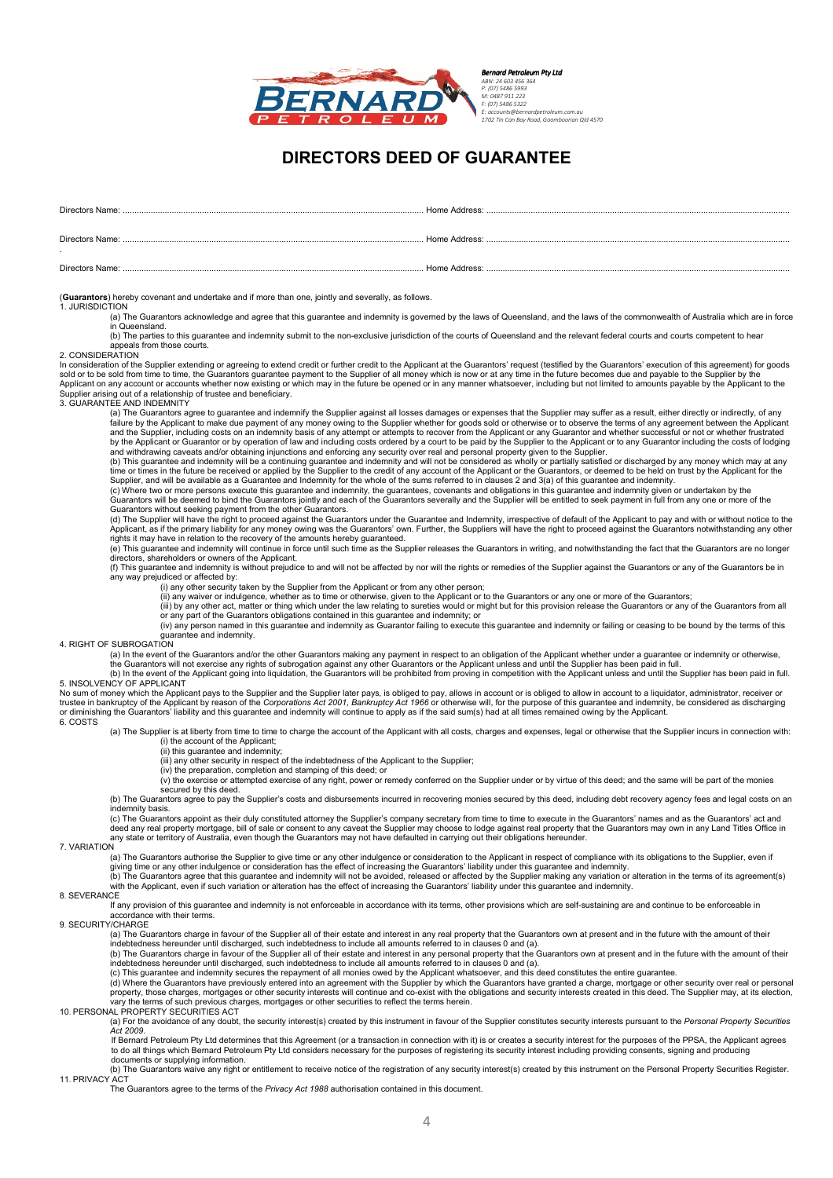**Bernard Petroleum Pty Ltd**
ABN: 24 603 456 364
P: (07) 5486 5993
M: 0487 911 223
F: (07) 5486 5322
E: accounts@bernardpetroleum.com.au
1702 Tin Can Bay Road, Goomboorian Qld 4570

# DIRECTORS DEED OF GUARANTEE

Directors Name: ........................................................................ Home Address: ........................................................................

Directors Name: ........................................................................ Home Address: ........................................................................

Directors Name: ........................................................................ Home Address: ........................................................................

(**Guarantors**) hereby covenant and undertake and if more than one, jointly and severally, as follows.

1. JURISDICTION

(a) The Guarantors acknowledge and agree that this guarantee and indemnity is governed by the laws of Queensland, and the laws of the commonwealth of Australia which are in force in Queensland.

(b) The parties to this guarantee and indemnity submit to the non-exclusive jurisdiction of the courts of Queensland and the relevant federal courts and courts competent to hear appeals from those courts.

2. CONSIDERATION

In consideration of the Supplier extending or agreeing to extend credit or further credit to the Applicant at the Guarantors' request (testified by the Guarantors' execution of this agreement) for goods sold or to be sold from time to time, the Guarantors guarantee payment to the Supplier of all money which is now or at any time in the future becomes due and payable to the Supplier by the Applicant on any account or accounts whether now existing or which may in the future be opened or in any manner whatsoever, including but not limited to amounts payable by the Applicant to the Supplier arising out of a relationship of trustee and beneficiary.

3. GUARANTEE AND INDEMNITY

(a) The Guarantors agree to guarantee and indemnify the Supplier against all losses damages or expenses that the Supplier may suffer as a result, either directly or indirectly, of any failure by the Applicant to make due payment of any money owing to the Supplier whether for goods sold or otherwise or to observe the terms of any agreement between the Applicant and the Supplier, including costs on an indemnity basis of any attempt or attempts to recover from the Applicant or any Guarantor and whether successful or not or whether frustrated by the Applicant or Guarantor or by operation of law and including costs ordered by a court to be paid by the Supplier to the Applicant or to any Guarantor including the costs of lodging and withdrawing caveats and/or obtaining injunctions and enforcing any security over real and personal property given to the Supplier.

(b) This guarantee and indemnity will be a continuing guarantee and indemnity and will not be considered as wholly or partially satisfied or discharged by any money which may at any time or times in the future be received or applied by the Supplier to the credit of any account of the Applicant or the Guarantors, or deemed to be held on trust by the Applicant for the Supplier, and will be available as a Guarantee and Indemnity for the whole of the sums referred to in clauses 2 and 3(a) of this guarantee and indemnity.

(c) Where two or more persons execute this guarantee and indemnity, the guarantees, covenants and obligations in this guarantee and indemnity given or undertaken by the Guarantors will be deemed to bind the Guarantors jointly and each of the Guarantors severally and the Supplier will be entitled to seek payment in full from any one or more of the Guarantors without seeking payment from the other Guarantors.

(d) The Supplier will have the right to proceed against the Guarantors under the Guarantee and Indemnity, irrespective of default of the Applicant to pay and with or without notice to the Applicant, as if the primary liability for any money owing was the Guarantors' own. Further, the Suppliers will have the right to proceed against the Guarantors notwithstanding any other rights it may have in relation to the recovery of the amounts hereby guaranteed.

(e) This guarantee and indemnity will continue in force until such time as the Supplier releases the Guarantors in writing, and notwithstanding the fact that the Guarantors are no longer directors, shareholders or owners of the Applicant.

(f) This guarantee and indemnity is without prejudice to and will not be affected by nor will the rights or remedies of the Supplier against the Guarantors or any of the Guarantors be in any way prejudiced or affected by:

(i) any other security taken by the Supplier from the Applicant or from any other person;

(ii) any waiver or indulgence, whether as to time or otherwise, given to the Applicant or to the Guarantors or any one or more of the Guarantors;

(iii) by any other act, matter or thing which under the law relating to sureties would or might but for this provision release the Guarantors or any of the Guarantors from all or any part of the Guarantors obligations contained in this guarantee and indemnity; or

(iv) any person named in this guarantee and indemnity as Guarantor failing to execute this guarantee and indemnity or failing or ceasing to be bound by the terms of this guarantee and indemnity.

4. RIGHT OF SUBROGATION

(a) In the event of the Guarantors and/or the other Guarantors making any payment in respect to an obligation of the Applicant whether under a guarantee or indemnity or otherwise, the Guarantors will not exercise any rights of subrogation against any other Guarantors or the Applicant unless and until the Supplier has been paid in full.

(b) In the event of the Applicant going into liquidation, the Guarantors will be prohibited from proving in competition with the Applicant unless and until the Supplier has been paid in full.

5. INSOLVENCY OF APPLICANT

No sum of money which the Applicant pays to the Supplier and the Supplier later pays, is obliged to pay, allows in account or is obliged to allow in account to a liquidator, administrator, receiver or trustee in bankruptcy of the Applicant by reason of the *Corporations Act 2001*, *Bankruptcy Act 1966* or otherwise will, for the purpose of this guarantee and indemnity, be considered as discharging or diminishing the Guarantors' liability and this guarantee and indemnity will continue to apply as if the said sum(s) had at all times remained owing by the Applicant.

6. COSTS

(a) The Supplier is at liberty from time to time to charge the account of the Applicant with all costs, charges and expenses, legal or otherwise that the Supplier incurs in connection with:

(i) the account of the Applicant;

(ii) this guarantee and indemnity;

(iii) any other security in respect of the indebtedness of the Applicant to the Supplier;

(iv) the preparation, completion and stamping of this deed; or

(v) the exercise or attempted exercise of any right, power or remedy conferred on the Supplier under or by virtue of this deed; and the same will be part of the monies secured by this deed.

(b) The Guarantors agree to pay the Supplier's costs and disbursements incurred in recovering monies secured by this deed, including debt recovery agency fees and legal costs on an indemnity basis.

(c) The Guarantors appoint as their duly constituted attorney the Supplier's company secretary from time to time to execute in the Guarantors' names and as the Guarantors' act and deed any real property mortgage, bill of sale or consent to any caveat the Supplier may choose to lodge against real property that the Guarantors may own in any Land Titles Office in any state or territory of Australia, even though the Guarantors may not have defaulted in carrying out their obligations hereunder.

7. VARIATION

(a) The Guarantors authorise the Supplier to give time or any other indulgence or consideration to the Applicant in respect of compliance with its obligations to the Supplier, even if giving time or any other indulgence or consideration has the effect of increasing the Guarantors' liability under this guarantee and indemnity.

(b) The Guarantors agree that this guarantee and indemnity will not be avoided, released or affected by the Supplier making any variation or alteration in the terms of its agreement(s) with the Applicant, even if such variation or alteration has the effect of increasing the Guarantors' liability under this guarantee and indemnity.

8. SEVERANCE

If any provision of this guarantee and indemnity is not enforceable in accordance with its terms, other provisions which are self-sustaining are and continue to be enforceable in accordance with their terms.

9. SECURITY/CHARGE

(a) The Guarantors charge in favour of the Supplier all of their estate and interest in any real property that the Guarantors own at present and in the future with the amount of their indebtedness hereunder until discharged, such indebtedness to include all amounts referred to in clauses 0 and (a).

(b) The Guarantors charge in favour of the Supplier all of their estate and interest in any personal property that the Guarantors own at present and in the future with the amount of their indebtedness hereunder until discharged, such indebtedness to include all amounts referred to in clauses 0 and (a).

(c) This guarantee and indemnity secures the repayment of all monies owed by the Applicant whatsoever, and this deed constitutes the entire guarantee.

(d) Where the Guarantors have previously entered into an agreement with the Supplier by which the Guarantors have granted a charge, mortgage or other security over real or personal property, those charges, mortgages or other security interests will continue and co-exist with the obligations and security interests created in this deed. The Supplier may, at its election, vary the terms of such previous charges, mortgages or other securities to reflect the terms herein.

10. PERSONAL PROPERTY SECURITIES ACT

(a) For the avoidance of any doubt, the security interest(s) created by this instrument in favour of the Supplier constitutes security interests pursuant to the *Personal Property Securities Act 2009*.

If Bernard Petroleum Pty Ltd determines that this Agreement (or a transaction in connection with it) is or creates a security interest for the purposes of the PPSA, the Applicant agrees to do all things which Bernard Petroleum Pty Ltd considers necessary for the purposes of registering its security interest including providing consents, signing and producing documents or supplying information.

(b) The Guarantors waive any right or entitlement to receive notice of the registration of any security interest(s) created by this instrument on the Personal Property Securities Register.

11. PRIVACY ACT

The Guarantors agree to the terms of the *Privacy Act 1988* authorisation contained in this document.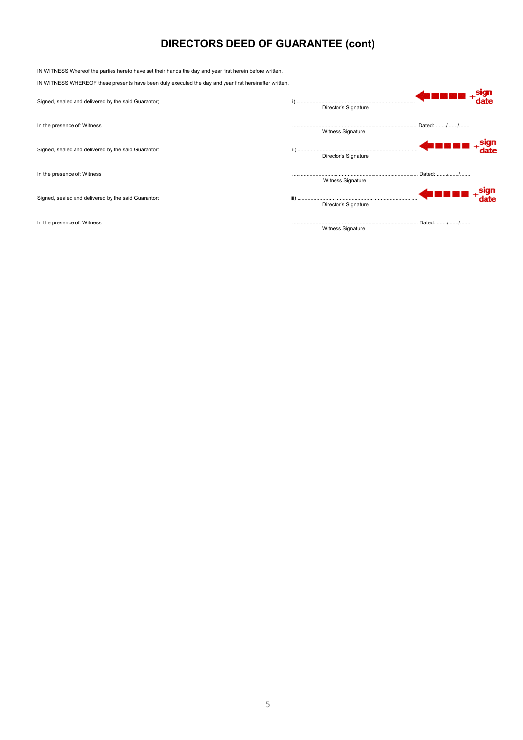# DIRECTORS DEED OF GUARANTEE (cont)

IN WITNESS Whereof the parties hereto have set their hands the day and year first herein before written.

IN WITNESS WHEREOF these presents have been duly executed the day and year first hereinafter written.

Signed, sealed and delivered by the said Guarantor;

i) ..................................................................................... sign + date
Director's Signature

In the presence of: Witness

..................................................................................... Dated: ......./......./.......
Witness Signature

Signed, sealed and delivered by the said Guarantor:

ii) ..................................................................................... sign + date
Director's Signature

In the presence of: Witness

..................................................................................... Dated: ......./......./.......
Witness Signature

Signed, sealed and delivered by the said Guarantor:

iii) ..................................................................................... sign + date
Director's Signature

In the presence of: Witness

..................................................................................... Dated: ......./......./.......
Witness Signature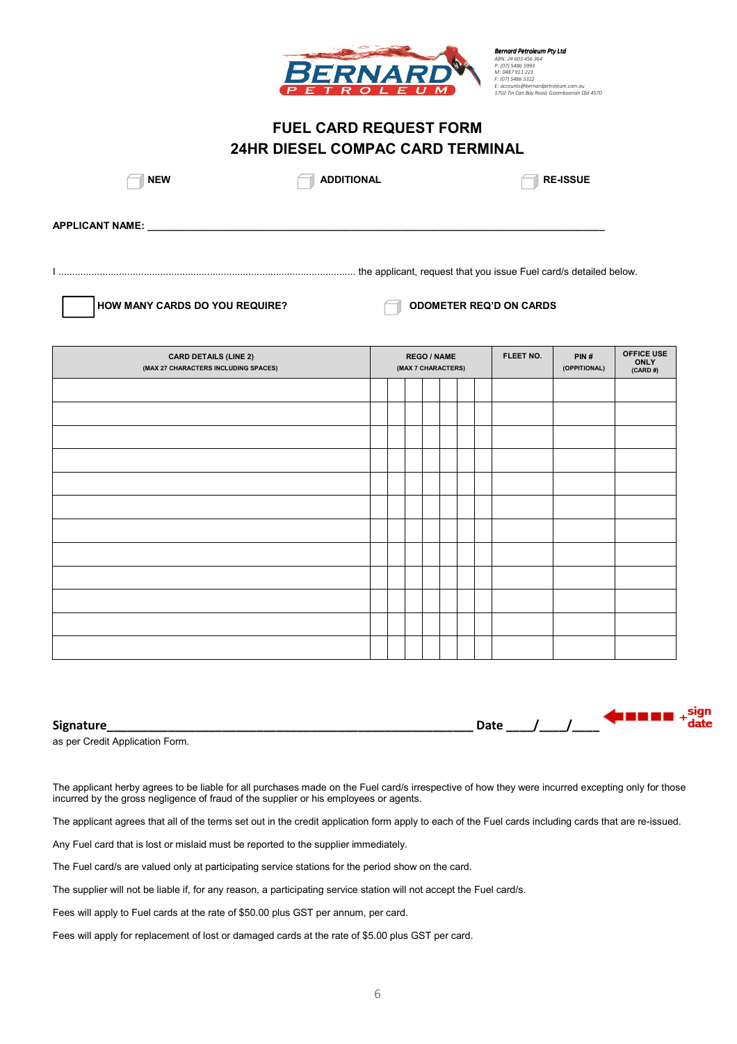**Bernard Petroleum Pty Ltd**
ABN: 24 603 456 364
P: (07) 5486 5993
M: 0487 911 223
F: (07) 5486 5322
E: accounts@bernardpetroleum.com.au
1702 Tin Can Bay Road, Goomboorian Qld 4570

# FUEL CARD REQUEST FORM
## 24HR DIESEL COMPAC CARD TERMINAL

☐ **NEW** ☐ **ADDITIONAL** ☐ **RE-ISSUE**

**APPLICANT NAME:** ______________________________________________________________

I .......................................................................................................... the applicant, request that you issue Fuel card/s detailed below.

☐ **HOW MANY CARDS DO YOU REQUIRE?** ☐ **ODOMETER REQ'D ON CARDS**

| CARD DETAILS (LINE 2) (MAX 27 CHARACTERS INCLUDING SPACES) | REGO / NAME (MAX 7 CHARACTERS) | | | | | | | FLEET NO. | PIN # (OPPITIONAL) | OFFICE USE ONLY (CARD #) |
|---|---|---|---|---|---|---|---|---|---|---|
| | | | | | | | | | | |
| | | | | | | | | | | |
| | | | | | | | | | | |
| | | | | | | | | | | |
| | | | | | | | | | | |
| | | | | | | | | | | |
| | | | | | | | | | | |
| | | | | | | | | | | |
| | | | | | | | | | | |
| | | | | | | | | | | |
| | | | | | | | | | | |
| | | | | | | | | | | |

**Signature**______________________________________________________ **Date** ____/____/____ ◀ sign + date

as per Credit Application Form.

The applicant herby agrees to be liable for all purchases made on the Fuel card/s irrespective of how they were incurred excepting only for those incurred by the gross negligence of fraud of the supplier or his employees or agents.

The applicant agrees that all of the terms set out in the credit application form apply to each of the Fuel cards including cards that are re-issued.

Any Fuel card that is lost or mislaid must be reported to the supplier immediately.

The Fuel card/s are valued only at participating service stations for the period show on the card.

The supplier will not be liable if, for any reason, a participating service station will not accept the Fuel card/s.

Fees will apply to Fuel cards at the rate of $50.00 plus GST per annum, per card.

Fees will apply for replacement of lost or damaged cards at the rate of $5.00 plus GST per card.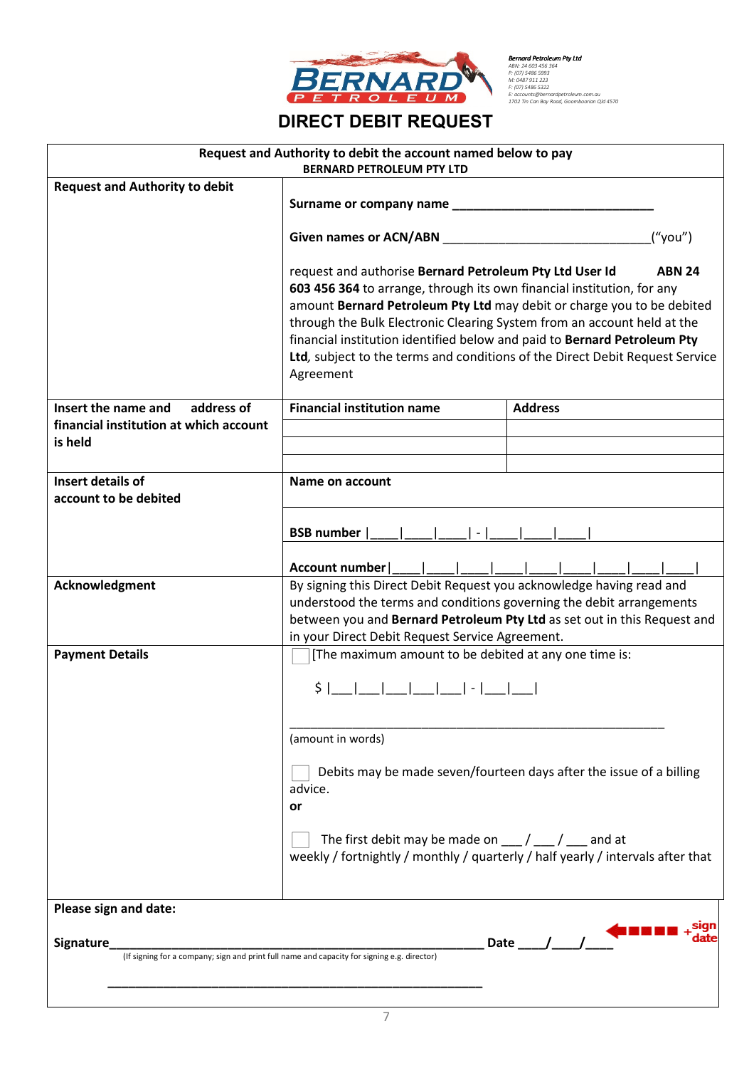**Bernard Petroleum Pty Ltd**
ABN: 24 603 456 364
P: (07) 5486 5993
M: 0487 911 223
F: (07) 5486 5322
E: accounts@bernardpetroleum.com.au
1702 Tin Can Bay Road, Goomboorian Qld 4570

# DIRECT DEBIT REQUEST

| **Request and Authority to debit the account named below to pay BERNARD PETROLEUM PTY LTD** | | |
|---|---|---|
| **Request and Authority to debit** | **Surname or company name** _______________________________<br><br>**Given names or ACN/ABN** _______________________________("you")<br><br>request and authorise **Bernard Petroleum Pty Ltd User Id ABN 24 603 456 364** to arrange, through its own financial institution, for any amount **Bernard Petroleum Pty Ltd** may debit or charge you to be debited through the Bulk Electronic Clearing System from an account held at the financial institution identified below and paid to **Bernard Petroleum Pty Ltd**, subject to the terms and conditions of the Direct Debit Request Service Agreement | |
| **Insert the name and address of financial institution at which account is held** | **Financial institution name** | **Address** |
| | | |
| | | |
| **Insert details of account to be debited** | **Name on account**<br><br>**BSB number** \|____\|____\|____\| - \|____\|____\|____\|<br><br>**Account number**\|____\|____\|____\|____\|____\|____\|____\|____\|____\| | |
| **Acknowledgment** | By signing this Direct Debit Request you acknowledge having read and understood the terms and conditions governing the debit arrangements between you and **Bernard Petroleum Pty Ltd** as set out in this Request and in your Direct Debit Request Service Agreement. | |
| **Payment Details** | ☐ [The maximum amount to be debited at any one time is:<br><br>$ \|___\|___\|___\|___\|___\| - \|___\|___\|<br><br>_______________________________________________<br>(amount in words)<br><br>☐ Debits may be made seven/fourteen days after the issue of a billing advice.<br>**or**<br><br>☐ The first debit may be made on ___ / ___ / ___ and at weekly / fortnightly / monthly / quarterly / half yearly / intervals after that | |

**Please sign and date:**

**Signature**_______________________________________________ **Date** ____/____/____ ← sign + date

(If signing for a company; sign and print full name and capacity for signing e.g. director)

_______________________________________________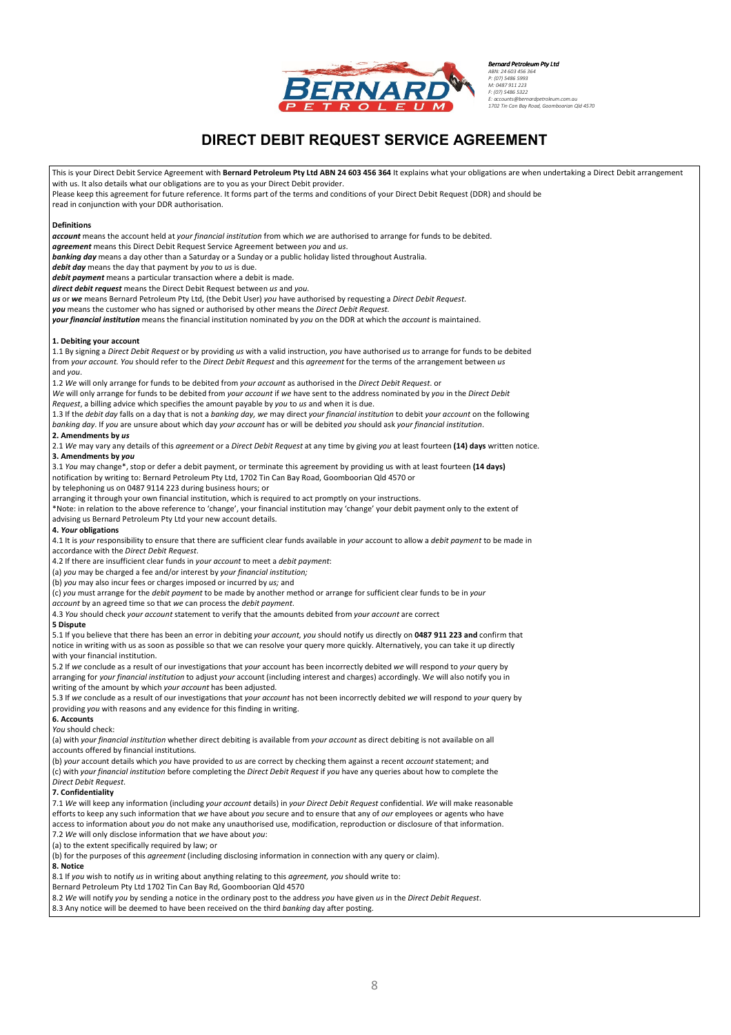*Bernard Petroleum Pty Ltd*
*ABN: 24 603 456 364*
*P: (07) 5486 5993*
*M: 0487 911 223*
*F: (07) 5486 5322*
*E: accounts@bernardpetroleum.com.au*
*1702 Tin Can Bay Road, Goomboorian Qld 4570*

# DIRECT DEBIT REQUEST SERVICE AGREEMENT

This is your Direct Debit Service Agreement with **Bernard Petroleum Pty Ltd ABN 24 603 456 364** It explains what your obligations are when undertaking a Direct Debit arrangement with us. It also details what our obligations are to you as your Direct Debit provider.
Please keep this agreement for future reference. It forms part of the terms and conditions of your Direct Debit Request (DDR) and should be read in conjunction with your DDR authorisation.

**Definitions**

***account*** means the account held at *your financial institution* from which *we* are authorised to arrange for funds to be debited.
***agreement*** means this Direct Debit Request Service Agreement between *you* and *us*.
***banking day*** means a day other than a Saturday or a Sunday or a public holiday listed throughout Australia.
***debit day*** means the day that payment by *you* to *us* is due.
***debit payment*** means a particular transaction where a debit is made.
***direct debit request*** means the Direct Debit Request between *us* and *you*.
***us*** or ***we*** means Bernard Petroleum Pty Ltd, (the Debit User) *you* have authorised by requesting a *Direct Debit Request*.
***you*** means the customer who has signed or authorised by other means the *Direct Debit Request*.
***your financial institution*** means the financial institution nominated by *you* on the DDR at which the *account* is maintained.

**1. Debiting your account**

1.1 By signing a *Direct Debit Request* or by providing *us* with a valid instruction, *you* have authorised *us* to arrange for funds to be debited from *your account. You* should refer to the *Direct Debit Request* and this *agreement* for the terms of the arrangement between *us* and *you*.
1.2 *We* will only arrange for funds to be debited from *your account* as authorised in the *Direct Debit Request*. or
*We* will only arrange for funds to be debited from *your account* if *we* have sent to the address nominated by *you* in the *Direct Debit Request*, a billing advice which specifies the amount payable by *you* to *us* and when it is due.
1.3 If the *debit day* falls on a day that is not a *banking day, we* may direct *your financial institution* to debit *your account* on the following *banking day*. If *you* are unsure about which day *your account* has or will be debited *you* should ask *your financial institution*.

**2. Amendments by *us***

2.1 *We* may vary any details of this *agreement* or a *Direct Debit Request* at any time by giving *you* at least fourteen **(14) days** written notice.

**3. Amendments by *you***

3.1 *You* may change*, stop or defer a debit payment, or terminate this agreement by providing us with at least fourteen **(14 days)** notification by writing to: Bernard Petroleum Pty Ltd, 1702 Tin Can Bay Road, Goomboorian Qld 4570 or
by telephoning us on 0487 9114 223 during business hours; or
arranging it through your own financial institution, which is required to act promptly on your instructions.
*Note: in relation to the above reference to 'change', your financial institution may 'change' your debit payment only to the extent of advising us Bernard Petroleum Pty Ltd your new account details.

**4. *Your* obligations**

4.1 It is *your* responsibility to ensure that there are sufficient clear funds available in *your* account to allow a *debit payment* to be made in accordance with the *Direct Debit Request*.
4.2 If there are insufficient clear funds in *your account* to meet a *debit payment*:
(a) *you* may be charged a fee and/or interest by *your financial institution;*
(b) *you* may also incur fees or charges imposed or incurred by *us*; and
(c) *you* must arrange for the *debit payment* to be made by another method or arrange for sufficient clear funds to be in *your account* by an agreed time so that *we* can process the *debit payment*.
4.3 *You* should check *your account* statement to verify that the amounts debited from *your account* are correct

**5 Dispute**

5.1 If you believe that there has been an error in debiting *your account, you* should notify us directly on **0487 911 223 and** confirm that notice in writing with us as soon as possible so that we can resolve your query more quickly. Alternatively, you can take it up directly with your financial institution.
5.2 If *we* conclude as a result of our investigations that *your* account has been incorrectly debited *we* will respond to *your* query by arranging for *your financial institution* to adjust *your* account (including interest and charges) accordingly. We will also notify you in writing of the amount by which *your account* has been adjusted.
5.3 If *we* conclude as a result of our investigations that *your account* has not been incorrectly debited *we* will respond to *your* query by providing *you* with reasons and any evidence for this finding in writing.

**6. Accounts**

*You* should check:
(a) with *your financial institution* whether direct debiting is available from *your account* as direct debiting is not available on all accounts offered by financial institutions.
(b) *your* account details which *you* have provided to *us* are correct by checking them against a recent *account* statement; and
(c) with *your financial institution* before completing the *Direct Debit Request* if *you* have any queries about how to complete the *Direct Debit Request*.

**7. Confidentiality**

7.1 *We* will keep any information (including *your account* details) in *your Direct Debit Request* confidential. *We* will make reasonable efforts to keep any such information that *we* have about *you* secure and to ensure that any of *our* employees or agents who have access to information about *you* do not make any unauthorised use, modification, reproduction or disclosure of that information.
7.2 *We* will only disclose information that *we* have about *you*:
(a) to the extent specifically required by law; or
(b) for the purposes of this *agreement* (including disclosing information in connection with any query or claim).

**8. Notice**

8.1 If *you* wish to notify *us* in writing about anything relating to this *agreement, you* should write to:
Bernard Petroleum Pty Ltd 1702 Tin Can Bay Rd, Goomboorian Qld 4570
8.2 *We* will notify *you* by sending a notice in the ordinary post to the address *you* have given *us* in the *Direct Debit Request*.
8.3 Any notice will be deemed to have been received on the third *banking* day after posting.